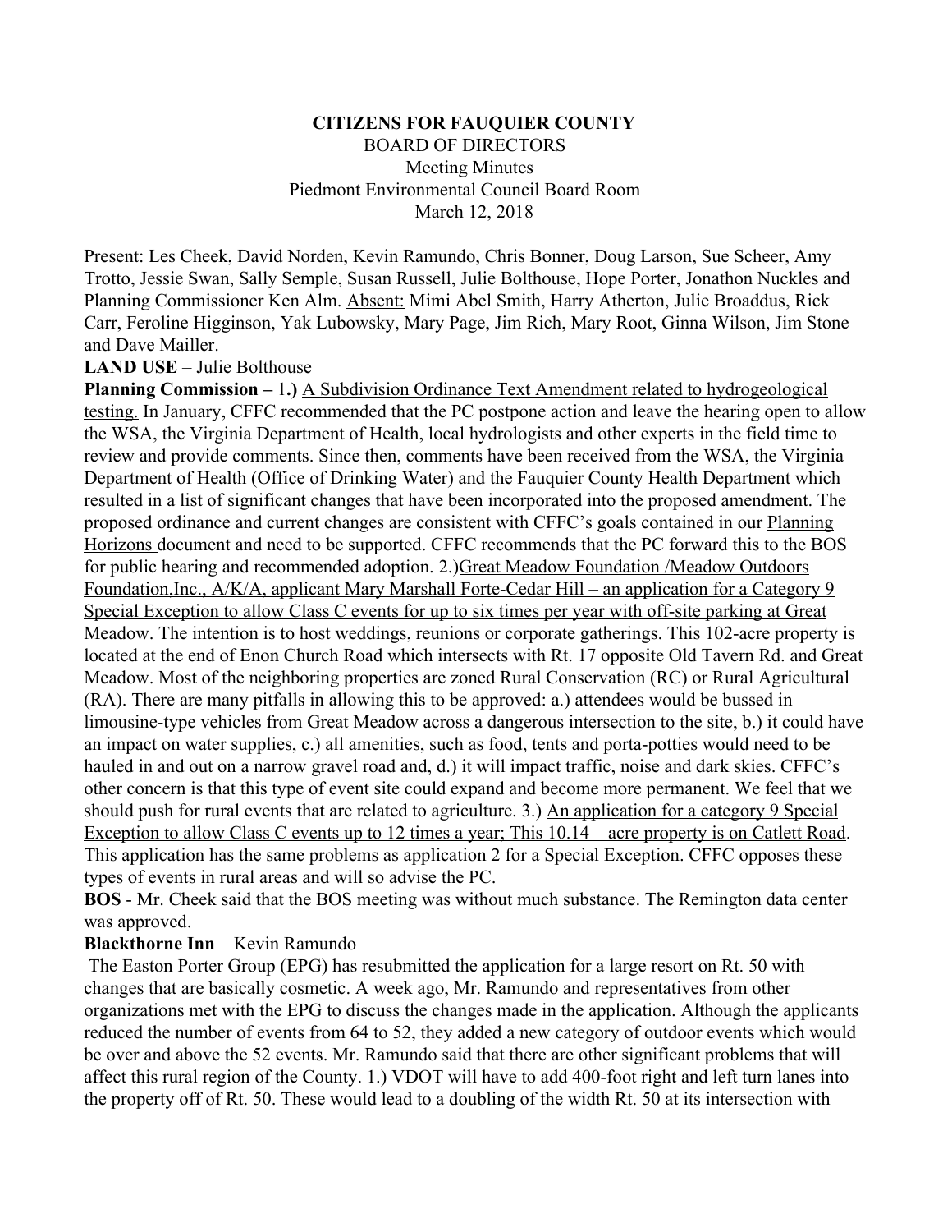**CITIZENS FOR FAUQUIER COUNTY**

BOARD OF DIRECTORS

Meeting Minutes

Piedmont Environmental Council Board Room

March 12, 2018

<u>Present:</u> Les Cheek, David Norden, Kevin Ramundo, Chris Bonner, Doug Larson, Sue Scheer, Amy Trotto, Jessie Swan, Sally Semple, Susan Russell, Julie Bolthouse, Hope Porter, Jonathon Nuckles and Planning Commissioner Ken Alm. <u>Absent:</u> Mimi Abel Smith, Harry Atherton, Julie Broaddus, Rick Carr, Feroline Higginson, Yak Lubowsky, Mary Page, Jim Rich, Mary Root, Ginna Wilson, Jim Stone and Dave Mailler.

**LAND USE** – Julie Bolthouse

**Planning Commission –** 1**.)** <u>A Subdivision Ordinance Text Amendment related to hydrogeological testing.</u> In January, CFFC recommended that the PC postpone action and leave the hearing open to allow the WSA, the Virginia Department of Health, local hydrologists and other experts in the field time to review and provide comments. Since then, comments have been received from the WSA, the Virginia Department of Health (Office of Drinking Water) and the Fauquier County Health Department which resulted in a list of significant changes that have been incorporated into the proposed amendment. The proposed ordinance and current changes are consistent with CFFC's goals contained in our <u>Planning Horizons</u> document and need to be supported. CFFC recommends that the PC forward this to the BOS for public hearing and recommended adoption. 2.)<u>Great Meadow Foundation /Meadow Outdoors Foundation,Inc., A/K/A, applicant Mary Marshall Forte-Cedar Hill – an application for a Category 9 Special Exception to allow Class C events for up to six times per year with off-site parking at Great Meadow</u>. The intention is to host weddings, reunions or corporate gatherings. This 102-acre property is located at the end of Enon Church Road which intersects with Rt. 17 opposite Old Tavern Rd. and Great Meadow. Most of the neighboring properties are zoned Rural Conservation (RC) or Rural Agricultural (RA). There are many pitfalls in allowing this to be approved: a.) attendees would be bussed in limousine-type vehicles from Great Meadow across a dangerous intersection to the site, b.) it could have an impact on water supplies, c.) all amenities, such as food, tents and porta-potties would need to be hauled in and out on a narrow gravel road and, d.) it will impact traffic, noise and dark skies. CFFC's other concern is that this type of event site could expand and become more permanent. We feel that we should push for rural events that are related to agriculture. 3.) <u>An application for a category 9 Special Exception to allow Class C events up to 12 times a year; This 10.14 – acre property is on Catlett Road</u>. This application has the same problems as application 2 for a Special Exception. CFFC opposes these types of events in rural areas and will so advise the PC.

**BOS** - Mr. Cheek said that the BOS meeting was without much substance. The Remington data center was approved.

**Blackthorne Inn** – Kevin Ramundo

The Easton Porter Group (EPG) has resubmitted the application for a large resort on Rt. 50 with changes that are basically cosmetic. A week ago, Mr. Ramundo and representatives from other organizations met with the EPG to discuss the changes made in the application. Although the applicants reduced the number of events from 64 to 52, they added a new category of outdoor events which would be over and above the 52 events. Mr. Ramundo said that there are other significant problems that will affect this rural region of the County. 1.) VDOT will have to add 400-foot right and left turn lanes into the property off of Rt. 50. These would lead to a doubling of the width Rt. 50 at its intersection with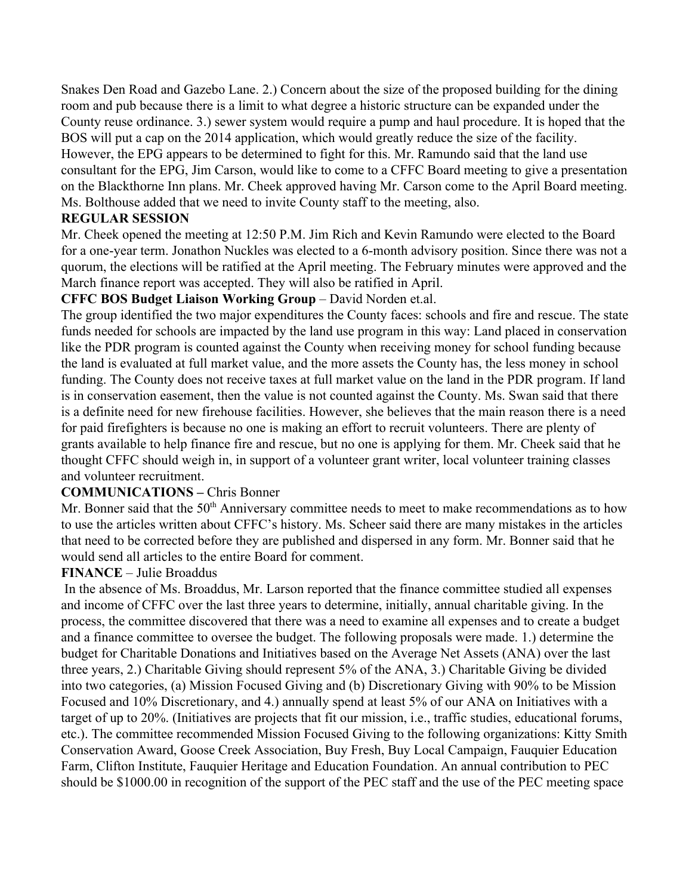Snakes Den Road and Gazebo Lane. 2.) Concern about the size of the proposed building for the dining room and pub because there is a limit to what degree a historic structure can be expanded under the County reuse ordinance. 3.) sewer system would require a pump and haul procedure. It is hoped that the BOS will put a cap on the 2014 application, which would greatly reduce the size of the facility. However, the EPG appears to be determined to fight for this. Mr. Ramundo said that the land use consultant for the EPG, Jim Carson, would like to come to a CFFC Board meeting to give a presentation on the Blackthorne Inn plans. Mr. Cheek approved having Mr. Carson come to the April Board meeting. Ms. Bolthouse added that we need to invite County staff to the meeting, also.

**REGULAR SESSION**

Mr. Cheek opened the meeting at 12:50 P.M. Jim Rich and Kevin Ramundo were elected to the Board for a one-year term. Jonathon Nuckles was elected to a 6-month advisory position. Since there was not a quorum, the elections will be ratified at the April meeting. The February minutes were approved and the March finance report was accepted. They will also be ratified in April.

**CFFC BOS Budget Liaison Working Group** – David Norden et.al.

The group identified the two major expenditures the County faces: schools and fire and rescue. The state funds needed for schools are impacted by the land use program in this way: Land placed in conservation like the PDR program is counted against the County when receiving money for school funding because the land is evaluated at full market value, and the more assets the County has, the less money in school funding. The County does not receive taxes at full market value on the land in the PDR program. If land is in conservation easement, then the value is not counted against the County. Ms. Swan said that there is a definite need for new firehouse facilities. However, she believes that the main reason there is a need for paid firefighters is because no one is making an effort to recruit volunteers. There are plenty of grants available to help finance fire and rescue, but no one is applying for them. Mr. Cheek said that he thought CFFC should weigh in, in support of a volunteer grant writer, local volunteer training classes and volunteer recruitment.

**COMMUNICATIONS –** Chris Bonner

Mr. Bonner said that the 50th Anniversary committee needs to meet to make recommendations as to how to use the articles written about CFFC's history. Ms. Scheer said there are many mistakes in the articles that need to be corrected before they are published and dispersed in any form. Mr. Bonner said that he would send all articles to the entire Board for comment.

**FINANCE** – Julie Broaddus

In the absence of Ms. Broaddus, Mr. Larson reported that the finance committee studied all expenses and income of CFFC over the last three years to determine, initially, annual charitable giving. In the process, the committee discovered that there was a need to examine all expenses and to create a budget and a finance committee to oversee the budget. The following proposals were made. 1.) determine the budget for Charitable Donations and Initiatives based on the Average Net Assets (ANA) over the last three years, 2.) Charitable Giving should represent 5% of the ANA, 3.) Charitable Giving be divided into two categories, (a) Mission Focused Giving and (b) Discretionary Giving with 90% to be Mission Focused and 10% Discretionary, and 4.) annually spend at least 5% of our ANA on Initiatives with a target of up to 20%. (Initiatives are projects that fit our mission, i.e., traffic studies, educational forums, etc.). The committee recommended Mission Focused Giving to the following organizations: Kitty Smith Conservation Award, Goose Creek Association, Buy Fresh, Buy Local Campaign, Fauquier Education Farm, Clifton Institute, Fauquier Heritage and Education Foundation. An annual contribution to PEC should be $1000.00 in recognition of the support of the PEC staff and the use of the PEC meeting space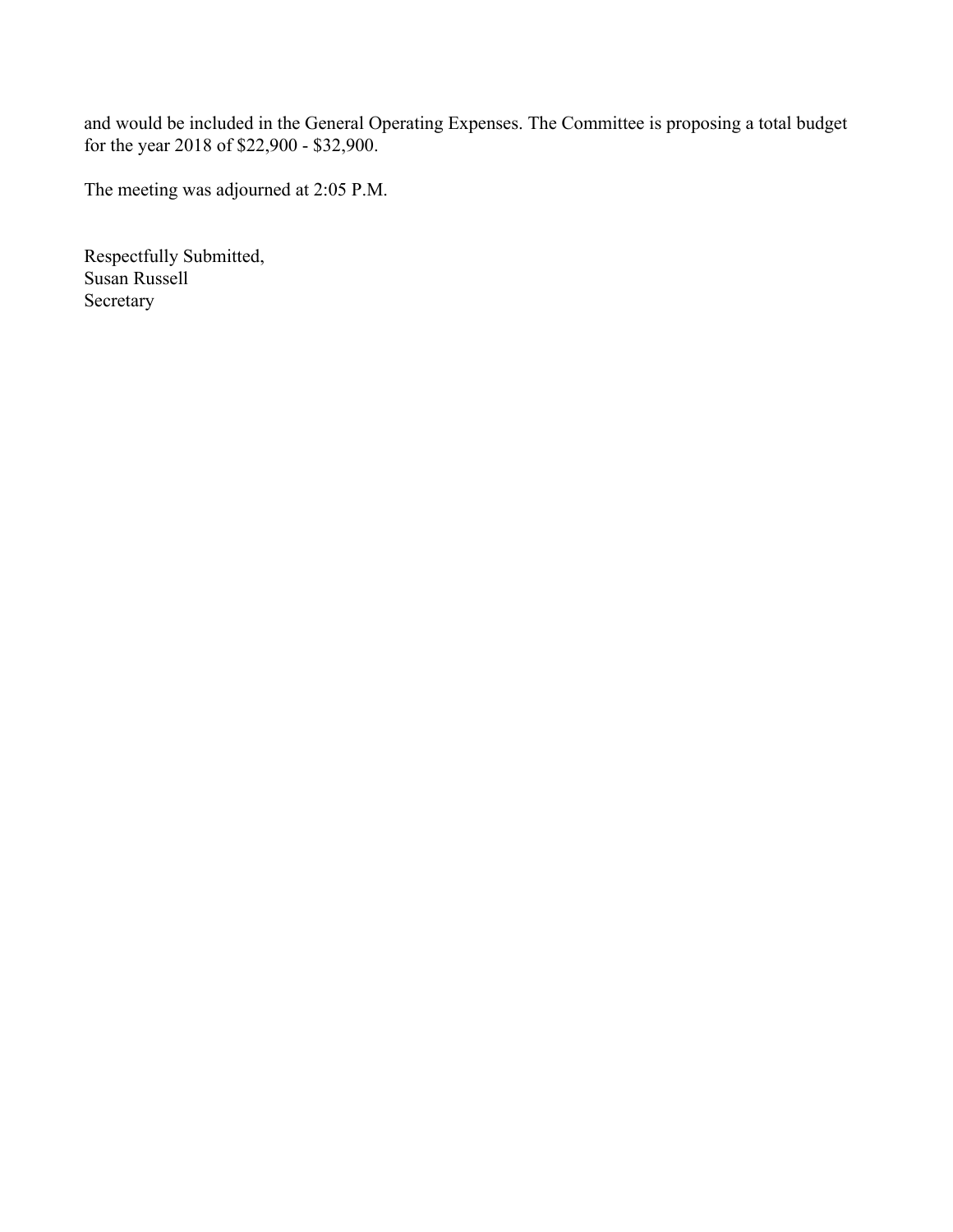and would be included in the General Operating Expenses. The Committee is proposing a total budget for the year 2018 of $22,900 - $32,900.

The meeting was adjourned at 2:05 P.M.

Respectfully Submitted,
Susan Russell
Secretary